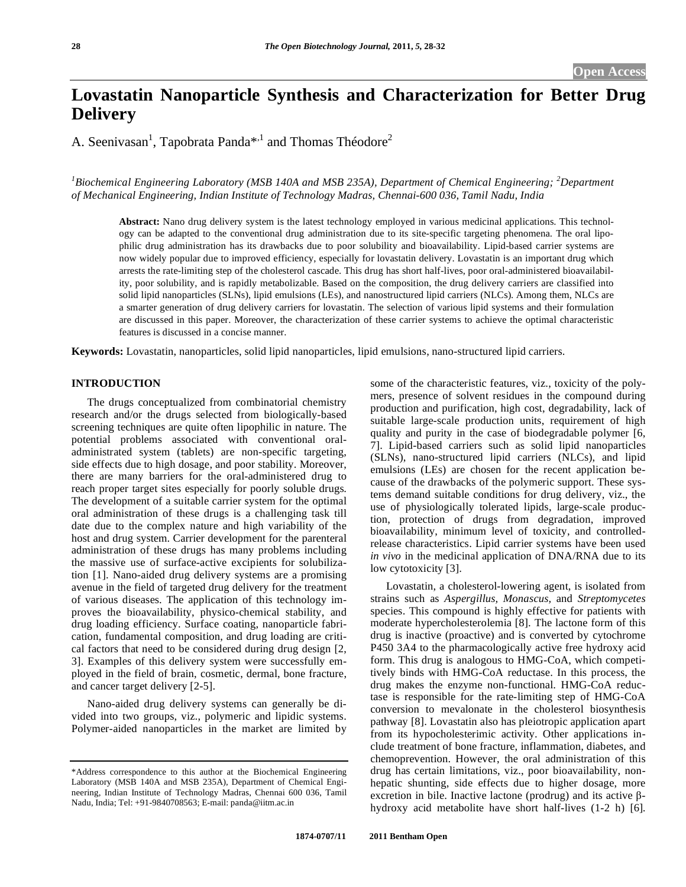# Lovastatin Nanoparticle Synthesis and Characterization for Better Drug Delivery

A. Seenivasan[1], Tapobrata Panda*[,1] and Thomas Théodore[2]

*[1]Biochemical Engineering Laboratory (MSB 140A and MSB 235A), Department of Chemical Engineering; [2]Department of Mechanical Engineering, Indian Institute of Technology Madras, Chennai-600 036, Tamil Nadu, India*

**Abstract:** Nano drug delivery system is the latest technology employed in various medicinal applications. This technology can be adapted to the conventional drug administration due to its site-specific targeting phenomena. The oral lipophilic drug administration has its drawbacks due to poor solubility and bioavailability. Lipid-based carrier systems are now widely popular due to improved efficiency, especially for lovastatin delivery. Lovastatin is an important drug which arrests the rate-limiting step of the cholesterol cascade. This drug has short half-lives, poor oral-administered bioavailability, poor solubility, and is rapidly metabolizable. Based on the composition, the drug delivery carriers are classified into solid lipid nanoparticles (SLNs), lipid emulsions (LEs), and nanostructured lipid carriers (NLCs). Among them, NLCs are a smarter generation of drug delivery carriers for lovastatin. The selection of various lipid systems and their formulation are discussed in this paper. Moreover, the characterization of these carrier systems to achieve the optimal characteristic features is discussed in a concise manner.

**Keywords:** Lovastatin, nanoparticles, solid lipid nanoparticles, lipid emulsions, nano-structured lipid carriers.

## INTRODUCTION

The drugs conceptualized from combinatorial chemistry research and/or the drugs selected from biologically-based screening techniques are quite often lipophilic in nature. The potential problems associated with conventional oral-administrated system (tablets) are non-specific targeting, side effects due to high dosage, and poor stability. Moreover, there are many barriers for the oral-administered drug to reach proper target sites especially for poorly soluble drugs. The development of a suitable carrier system for the optimal oral administration of these drugs is a challenging task till date due to the complex nature and high variability of the host and drug system. Carrier development for the parenteral administration of these drugs has many problems including the massive use of surface-active excipients for solubilization [1]. Nano-aided drug delivery systems are a promising avenue in the field of targeted drug delivery for the treatment of various diseases. The application of this technology improves the bioavailability, physico-chemical stability, and drug loading efficiency. Surface coating, nanoparticle fabrication, fundamental composition, and drug loading are critical factors that need to be considered during drug design [2, 3]. Examples of this delivery system were successfully employed in the field of brain, cosmetic, dermal, bone fracture, and cancer target delivery [2-5].

Nano-aided drug delivery systems can generally be divided into two groups, viz., polymeric and lipidic systems. Polymer-aided nanoparticles in the market are limited by some of the characteristic features, viz., toxicity of the polymers, presence of solvent residues in the compound during production and purification, high cost, degradability, lack of suitable large-scale production units, requirement of high quality and purity in the case of biodegradable polymer [6, 7]. Lipid-based carriers such as solid lipid nanoparticles (SLNs), nano-structured lipid carriers (NLCs), and lipid emulsions (LEs) are chosen for the recent application because of the drawbacks of the polymeric support. These systems demand suitable conditions for drug delivery, viz., the use of physiologically tolerated lipids, large-scale production, protection of drugs from degradation, improved bioavailability, minimum level of toxicity, and controlled-release characteristics. Lipid carrier systems have been used *in vivo* in the medicinal application of DNA/RNA due to its low cytotoxicity [3].

Lovastatin, a cholesterol-lowering agent, is isolated from strains such as *Aspergillus*, *Monascus*, and *Streptomycetes* species. This compound is highly effective for patients with moderate hypercholesterolemia [8]. The lactone form of this drug is inactive (proactive) and is converted by cytochrome P450 3A4 to the pharmacologically active free hydroxy acid form. This drug is analogous to HMG-CoA, which competitively binds with HMG-CoA reductase. In this process, the drug makes the enzyme non-functional. HMG-CoA reductase is responsible for the rate-limiting step of HMG-CoA conversion to mevalonate in the cholesterol biosynthesis pathway [8]. Lovastatin also has pleiotropic application apart from its hypocholesterimic activity. Other applications include treatment of bone fracture, inflammation, diabetes, and chemoprevention. However, the oral administration of this drug has certain limitations, viz., poor bioavailability, non-hepatic shunting, side effects due to higher dosage, more excretion in bile. Inactive lactone (prodrug) and its active β-hydroxy acid metabolite have short half-lives (1-2 h) [6].

*Address correspondence to this author at the Biochemical Engineering Laboratory (MSB 140A and MSB 235A), Department of Chemical Engineering, Indian Institute of Technology Madras, Chennai 600 036, Tamil Nadu, India; Tel: +91-9840708563; E-mail: panda@iitm.ac.in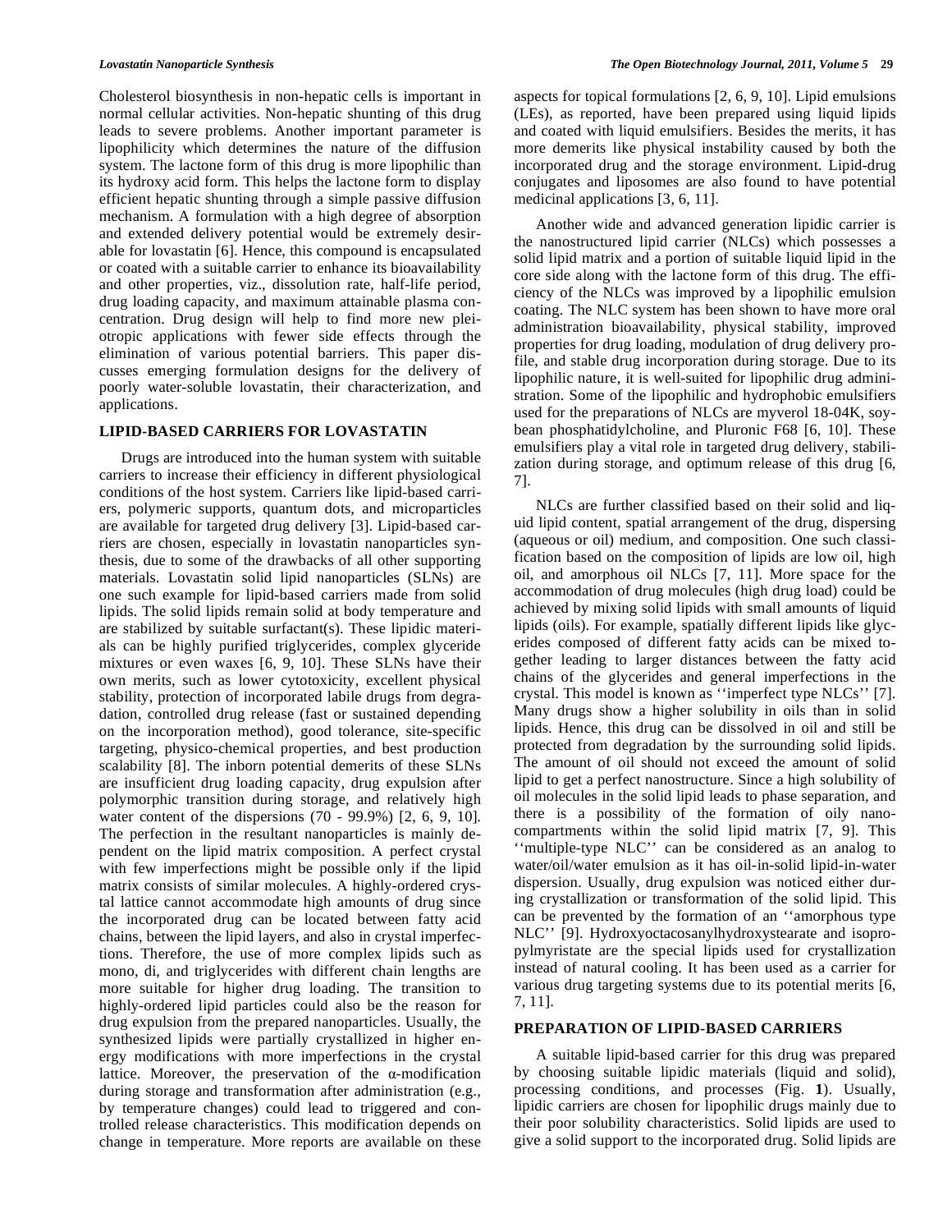Cholesterol biosynthesis in non-hepatic cells is important in normal cellular activities. Non-hepatic shunting of this drug leads to severe problems. Another important parameter is lipophilicity which determines the nature of the diffusion system. The lactone form of this drug is more lipophilic than its hydroxy acid form. This helps the lactone form to display efficient hepatic shunting through a simple passive diffusion mechanism. A formulation with a high degree of absorption and extended delivery potential would be extremely desirable for lovastatin [6]. Hence, this compound is encapsulated or coated with a suitable carrier to enhance its bioavailability and other properties, viz., dissolution rate, half-life period, drug loading capacity, and maximum attainable plasma concentration. Drug design will help to find more new pleiotropic applications with fewer side effects through the elimination of various potential barriers. This paper discusses emerging formulation designs for the delivery of poorly water-soluble lovastatin, their characterization, and applications.

## LIPID-BASED CARRIERS FOR LOVASTATIN

Drugs are introduced into the human system with suitable carriers to increase their efficiency in different physiological conditions of the host system. Carriers like lipid-based carriers, polymeric supports, quantum dots, and microparticles are available for targeted drug delivery [3]. Lipid-based carriers are chosen, especially in lovastatin nanoparticles synthesis, due to some of the drawbacks of all other supporting materials. Lovastatin solid lipid nanoparticles (SLNs) are one such example for lipid-based carriers made from solid lipids. The solid lipids remain solid at body temperature and are stabilized by suitable surfactant(s). These lipidic materials can be highly purified triglycerides, complex glyceride mixtures or even waxes [6, 9, 10]. These SLNs have their own merits, such as lower cytotoxicity, excellent physical stability, protection of incorporated labile drugs from degradation, controlled drug release (fast or sustained depending on the incorporation method), good tolerance, site-specific targeting, physico-chemical properties, and best production scalability [8]. The inborn potential demerits of these SLNs are insufficient drug loading capacity, drug expulsion after polymorphic transition during storage, and relatively high water content of the dispersions (70 - 99.9%) [2, 6, 9, 10]. The perfection in the resultant nanoparticles is mainly dependent on the lipid matrix composition. A perfect crystal with few imperfections might be possible only if the lipid matrix consists of similar molecules. A highly-ordered crystal lattice cannot accommodate high amounts of drug since the incorporated drug can be located between fatty acid chains, between the lipid layers, and also in crystal imperfections. Therefore, the use of more complex lipids such as mono, di, and triglycerides with different chain lengths are more suitable for higher drug loading. The transition to highly-ordered lipid particles could also be the reason for drug expulsion from the prepared nanoparticles. Usually, the synthesized lipids were partially crystallized in higher energy modifications with more imperfections in the crystal lattice. Moreover, the preservation of the $\alpha$-modification during storage and transformation after administration (e.g., by temperature changes) could lead to triggered and controlled release characteristics. This modification depends on change in temperature. More reports are available on these aspects for topical formulations [2, 6, 9, 10]. Lipid emulsions (LEs), as reported, have been prepared using liquid lipids and coated with liquid emulsifiers. Besides the merits, it has more demerits like physical instability caused by both the incorporated drug and the storage environment. Lipid-drug conjugates and liposomes are also found to have potential medicinal applications [3, 6, 11].

Another wide and advanced generation lipidic carrier is the nanostructured lipid carrier (NLCs) which possesses a solid lipid matrix and a portion of suitable liquid lipid in the core side along with the lactone form of this drug. The efficiency of the NLCs was improved by a lipophilic emulsion coating. The NLC system has been shown to have more oral administration bioavailability, physical stability, improved properties for drug loading, modulation of drug delivery profile, and stable drug incorporation during storage. Due to its lipophilic nature, it is well-suited for lipophilic drug administration. Some of the lipophilic and hydrophobic emulsifiers used for the preparations of NLCs are myverol 18-04K, soybean phosphatidylcholine, and Pluronic F68 [6, 10]. These emulsifiers play a vital role in targeted drug delivery, stabilization during storage, and optimum release of this drug [6, 7].

NLCs are further classified based on their solid and liquid lipid content, spatial arrangement of the drug, dispersing (aqueous or oil) medium, and composition. One such classification based on the composition of lipids are low oil, high oil, and amorphous oil NLCs [7, 11]. More space for the accommodation of drug molecules (high drug load) could be achieved by mixing solid lipids with small amounts of liquid lipids (oils). For example, spatially different lipids like glycerides composed of different fatty acids can be mixed together leading to larger distances between the fatty acid chains of the glycerides and general imperfections in the crystal. This model is known as ''imperfect type NLCs'' [7]. Many drugs show a higher solubility in oils than in solid lipids. Hence, this drug can be dissolved in oil and still be protected from degradation by the surrounding solid lipids. The amount of oil should not exceed the amount of solid lipid to get a perfect nanostructure. Since a high solubility of oil molecules in the solid lipid leads to phase separation, and there is a possibility of the formation of oily nanocompartments within the solid lipid matrix [7, 9]. This ''multiple-type NLC'' can be considered as an analog to water/oil/water emulsion as it has oil-in-solid lipid-in-water dispersion. Usually, drug expulsion was noticed either during crystallization or transformation of the solid lipid. This can be prevented by the formation of an ''amorphous type NLC'' [9]. Hydroxyoctacosanylhydroxystearate and isopropylmyristate are the special lipids used for crystallization instead of natural cooling. It has been used as a carrier for various drug targeting systems due to its potential merits [6, 7, 11].

## PREPARATION OF LIPID-BASED CARRIERS

A suitable lipid-based carrier for this drug was prepared by choosing suitable lipidic materials (liquid and solid), processing conditions, and processes (Fig. **1**). Usually, lipidic carriers are chosen for lipophilic drugs mainly due to their poor solubility characteristics. Solid lipids are used to give a solid support to the incorporated drug. Solid lipids are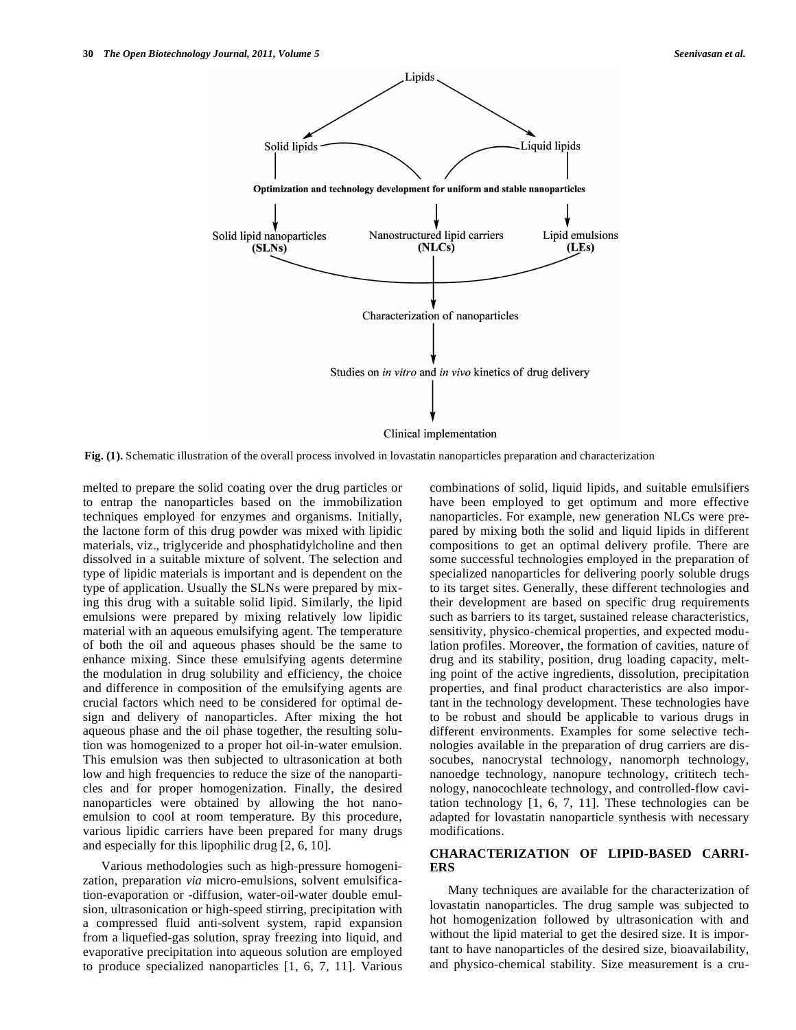Lipids

Solid lipids — Liquid lipids

**Optimization and technology development for uniform and stable nanoparticles**

Solid lipid nanoparticles **(SLNs)** — Nanostructured lipid carriers **(NLCs)** — Lipid emulsions **(LEs)**

Characterization of nanoparticles

Studies on *in vitro* and *in vivo* kinetics of drug delivery

Clinical implementation

**Fig. (1).** Schematic illustration of the overall process involved in lovastatin nanoparticles preparation and characterization

melted to prepare the solid coating over the drug particles or to entrap the nanoparticles based on the immobilization techniques employed for enzymes and organisms. Initially, the lactone form of this drug powder was mixed with lipidic materials, viz., triglyceride and phosphatidylcholine and then dissolved in a suitable mixture of solvent. The selection and type of lipidic materials is important and is dependent on the type of application. Usually the SLNs were prepared by mixing this drug with a suitable solid lipid. Similarly, the lipid emulsions were prepared by mixing relatively low lipidic material with an aqueous emulsifying agent. The temperature of both the oil and aqueous phases should be the same to enhance mixing. Since these emulsifying agents determine the modulation in drug solubility and efficiency, the choice and difference in composition of the emulsifying agents are crucial factors which need to be considered for optimal design and delivery of nanoparticles. After mixing the hot aqueous phase and the oil phase together, the resulting solution was homogenized to a proper hot oil-in-water emulsion. This emulsion was then subjected to ultrasonication at both low and high frequencies to reduce the size of the nanoparticles and for proper homogenization. Finally, the desired nanoparticles were obtained by allowing the hot nanoemulsion to cool at room temperature. By this procedure, various lipidic carriers have been prepared for many drugs and especially for this lipophilic drug [2, 6, 10].

Various methodologies such as high-pressure homogenization, preparation *via* micro-emulsions, solvent emulsification-evaporation or -diffusion, water-oil-water double emulsion, ultrasonication or high-speed stirring, precipitation with a compressed fluid anti-solvent system, rapid expansion from a liquefied-gas solution, spray freezing into liquid, and evaporative precipitation into aqueous solution are employed to produce specialized nanoparticles [1, 6, 7, 11]. Various combinations of solid, liquid lipids, and suitable emulsifiers have been employed to get optimum and more effective nanoparticles. For example, new generation NLCs were prepared by mixing both the solid and liquid lipids in different compositions to get an optimal delivery profile. There are some successful technologies employed in the preparation of specialized nanoparticles for delivering poorly soluble drugs to its target sites. Generally, these different technologies and their development are based on specific drug requirements such as barriers to its target, sustained release characteristics, sensitivity, physico-chemical properties, and expected modulation profiles. Moreover, the formation of cavities, nature of drug and its stability, position, drug loading capacity, melting point of the active ingredients, dissolution, precipitation properties, and final product characteristics are also important in the technology development. These technologies have to be robust and should be applicable to various drugs in different environments. Examples for some selective technologies available in the preparation of drug carriers are dissocubes, nanocrystal technology, nanomorph technology, nanoedge technology, nanopure technology, crititech technology, nanocochleate technology, and controlled-flow cavitation technology [1, 6, 7, 11]. These technologies can be adapted for lovastatin nanoparticle synthesis with necessary modifications.

## CHARACTERIZATION OF LIPID-BASED CARRIERS

Many techniques are available for the characterization of lovastatin nanoparticles. The drug sample was subjected to hot homogenization followed by ultrasonication with and without the lipid material to get the desired size. It is important to have nanoparticles of the desired size, bioavailability, and physico-chemical stability. Size measurement is a cru-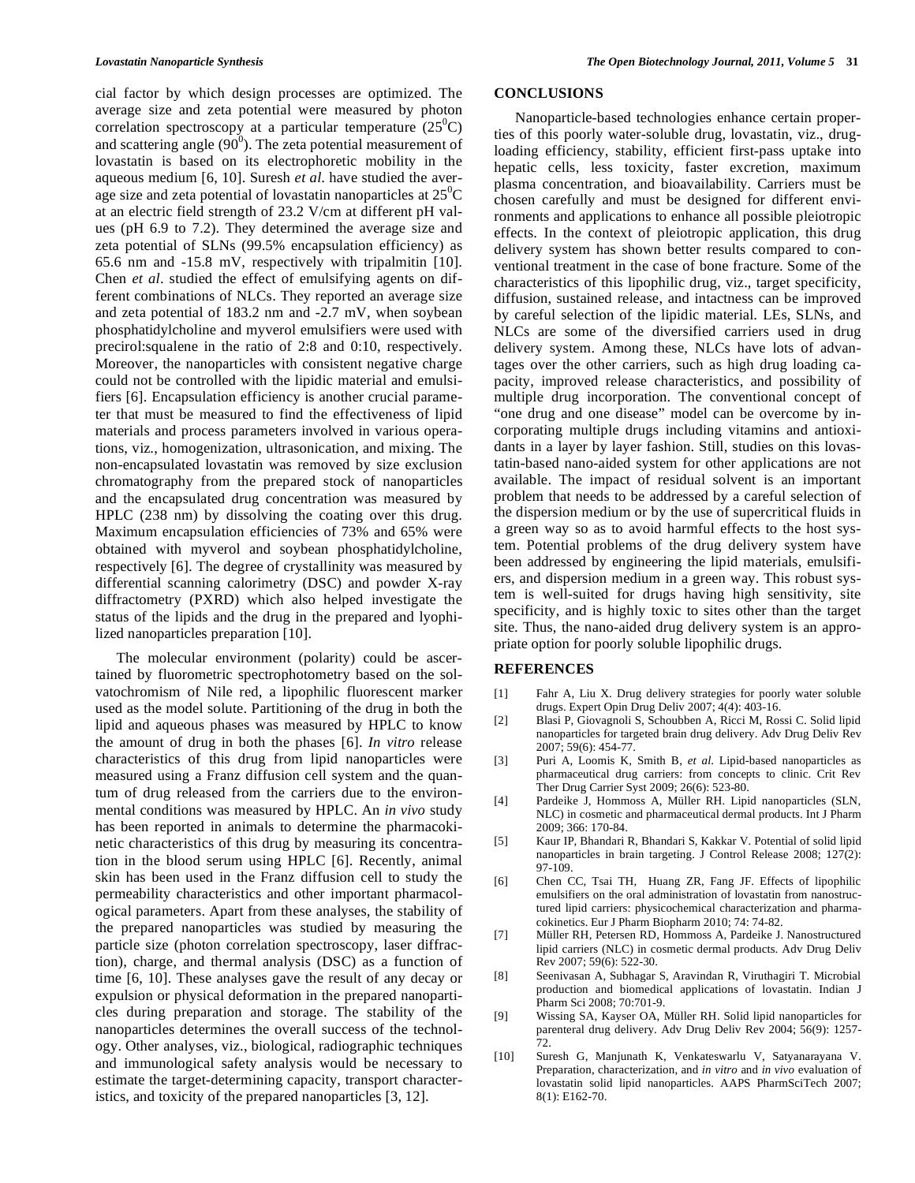cial factor by which design processes are optimized. The average size and zeta potential were measured by photon correlation spectroscopy at a particular temperature ($25^0$C) and scattering angle ($90^0$). The zeta potential measurement of lovastatin is based on its electrophoretic mobility in the aqueous medium [6, 10]. Suresh *et al*. have studied the average size and zeta potential of lovastatin nanoparticles at $25^0$C at an electric field strength of 23.2 V/cm at different pH values (pH 6.9 to 7.2). They determined the average size and zeta potential of SLNs (99.5% encapsulation efficiency) as 65.6 nm and -15.8 mV, respectively with tripalmitin [10]. Chen *et al*. studied the effect of emulsifying agents on different combinations of NLCs. They reported an average size and zeta potential of 183.2 nm and -2.7 mV, when soybean phosphatidylcholine and myverol emulsifiers were used with precirol:squalene in the ratio of 2:8 and 0:10, respectively. Moreover, the nanoparticles with consistent negative charge could not be controlled with the lipidic material and emulsifiers [6]. Encapsulation efficiency is another crucial parameter that must be measured to find the effectiveness of lipid materials and process parameters involved in various operations, viz., homogenization, ultrasonication, and mixing. The non-encapsulated lovastatin was removed by size exclusion chromatography from the prepared stock of nanoparticles and the encapsulated drug concentration was measured by HPLC (238 nm) by dissolving the coating over this drug. Maximum encapsulation efficiencies of 73% and 65% were obtained with myverol and soybean phosphatidylcholine, respectively [6]. The degree of crystallinity was measured by differential scanning calorimetry (DSC) and powder X-ray diffractometry (PXRD) which also helped investigate the status of the lipids and the drug in the prepared and lyophilized nanoparticles preparation [10].

The molecular environment (polarity) could be ascertained by fluorometric spectrophotometry based on the solvatochromism of Nile red, a lipophilic fluorescent marker used as the model solute. Partitioning of the drug in both the lipid and aqueous phases was measured by HPLC to know the amount of drug in both the phases [6]. *In vitro* release characteristics of this drug from lipid nanoparticles were measured using a Franz diffusion cell system and the quantum of drug released from the carriers due to the environmental conditions was measured by HPLC. An *in vivo* study has been reported in animals to determine the pharmacokinetic characteristics of this drug by measuring its concentration in the blood serum using HPLC [6]. Recently, animal skin has been used in the Franz diffusion cell to study the permeability characteristics and other important pharmacological parameters. Apart from these analyses, the stability of the prepared nanoparticles was studied by measuring the particle size (photon correlation spectroscopy, laser diffraction), charge, and thermal analysis (DSC) as a function of time [6, 10]. These analyses gave the result of any decay or expulsion or physical deformation in the prepared nanoparticles during preparation and storage. The stability of the nanoparticles determines the overall success of the technology. Other analyses, viz., biological, radiographic techniques and immunological safety analysis would be necessary to estimate the target-determining capacity, transport characteristics, and toxicity of the prepared nanoparticles [3, 12].

## CONCLUSIONS

Nanoparticle-based technologies enhance certain properties of this poorly water-soluble drug, lovastatin, viz., drug-loading efficiency, stability, efficient first-pass uptake into hepatic cells, less toxicity, faster excretion, maximum plasma concentration, and bioavailability. Carriers must be chosen carefully and must be designed for different environments and applications to enhance all possible pleiotropic effects. In the context of pleiotropic application, this drug delivery system has shown better results compared to conventional treatment in the case of bone fracture. Some of the characteristics of this lipophilic drug, viz., target specificity, diffusion, sustained release, and intactness can be improved by careful selection of the lipidic material. LEs, SLNs, and NLCs are some of the diversified carriers used in drug delivery system. Among these, NLCs have lots of advantages over the other carriers, such as high drug loading capacity, improved release characteristics, and possibility of multiple drug incorporation. The conventional concept of "one drug and one disease" model can be overcome by incorporating multiple drugs including vitamins and antioxidants in a layer by layer fashion. Still, studies on this lovastatin-based nano-aided system for other applications are not available. The impact of residual solvent is an important problem that needs to be addressed by a careful selection of the dispersion medium or by the use of supercritical fluids in a green way so as to avoid harmful effects to the host system. Potential problems of the drug delivery system have been addressed by engineering the lipid materials, emulsifiers, and dispersion medium in a green way. This robust system is well-suited for drugs having high sensitivity, site specificity, and is highly toxic to sites other than the target site. Thus, the nano-aided drug delivery system is an appropriate option for poorly soluble lipophilic drugs.

## REFERENCES

[1] Fahr A, Liu X. Drug delivery strategies for poorly water soluble drugs. Expert Opin Drug Deliv 2007; 4(4): 403-16.

[2] Blasi P, Giovagnoli S, Schoubben A, Ricci M, Rossi C. Solid lipid nanoparticles for targeted brain drug delivery. Adv Drug Deliv Rev 2007; 59(6): 454-77.

[3] Puri A, Loomis K, Smith B, *et al*. Lipid-based nanoparticles as pharmaceutical drug carriers: from concepts to clinic. Crit Rev Ther Drug Carrier Syst 2009; 26(6): 523-80.

[4] Pardeike J, Hommoss A, Müller RH. Lipid nanoparticles (SLN, NLC) in cosmetic and pharmaceutical dermal products. Int J Pharm 2009; 366: 170-84.

[5] Kaur IP, Bhandari R, Bhandari S, Kakkar V. Potential of solid lipid nanoparticles in brain targeting. J Control Release 2008; 127(2): 97-109.

[6] Chen CC, Tsai TH, Huang ZR, Fang JF. Effects of lipophilic emulsifiers on the oral administration of lovastatin from nanostructured lipid carriers: physicochemical characterization and pharmacokinetics. Eur J Pharm Biopharm 2010; 74: 74-82.

[7] Müller RH, Petersen RD, Hommoss A, Pardeike J. Nanostructured lipid carriers (NLC) in cosmetic dermal products. Adv Drug Deliv Rev 2007; 59(6): 522-30.

[8] Seenivasan A, Subhagar S, Aravindan R, Viruthagiri T. Microbial production and biomedical applications of lovastatin. Indian J Pharm Sci 2008; 70:701-9.

[9] Wissing SA, Kayser OA, Müller RH. Solid lipid nanoparticles for parenteral drug delivery. Adv Drug Deliv Rev 2004; 56(9): 1257-72.

[10] Suresh G, Manjunath K, Venkateswarlu V, Satyanarayana V. Preparation, characterization, and *in vitro* and *in vivo* evaluation of lovastatin solid lipid nanoparticles. AAPS PharmSciTech 2007; 8(1): E162-70.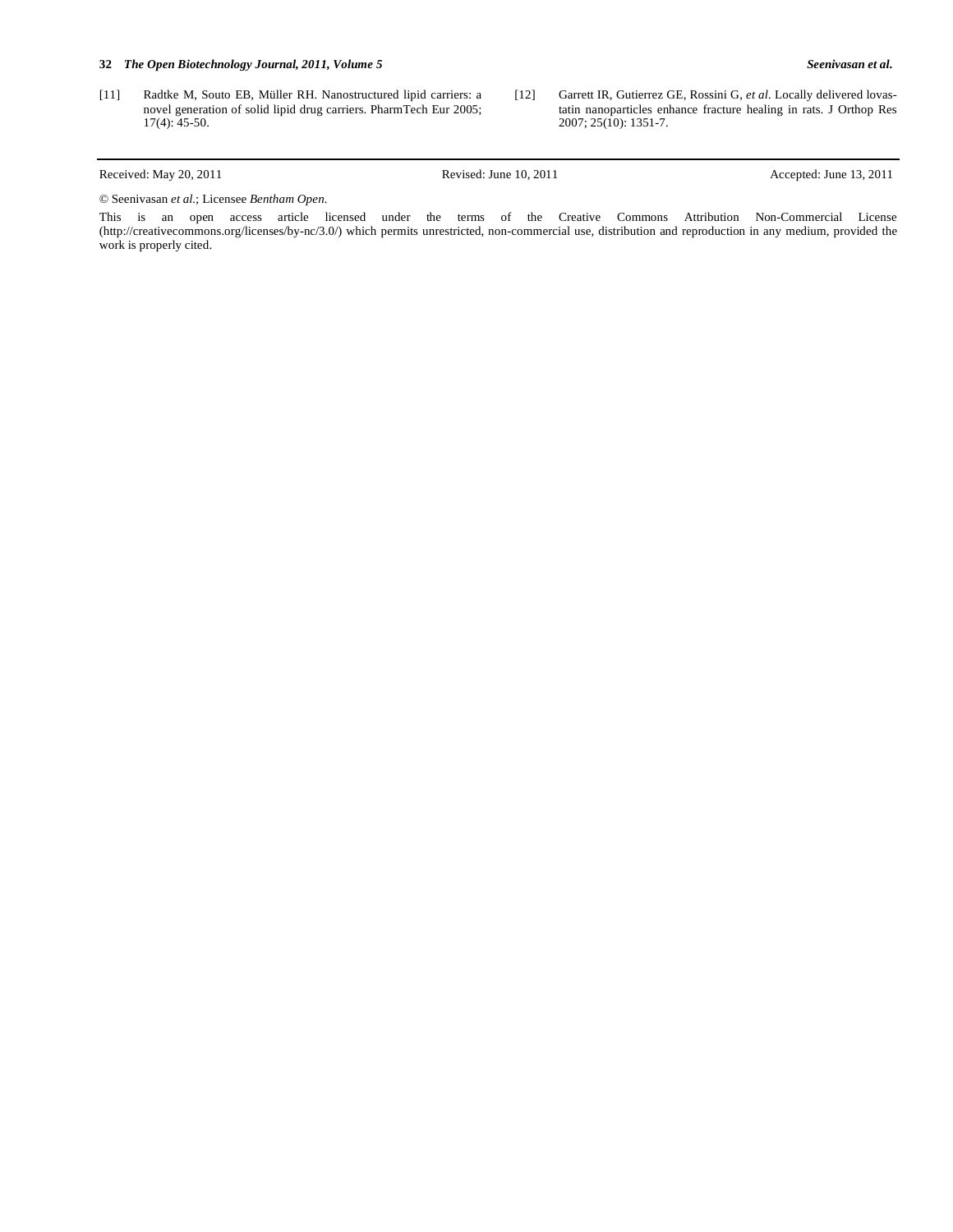[11] Radtke M, Souto EB, Müller RH. Nanostructured lipid carriers: a novel generation of solid lipid drug carriers. PharmTech Eur 2005; 17(4): 45-50.

[12] Garrett IR, Gutierrez GE, Rossini G, *et al*. Locally delivered lovastatin nanoparticles enhance fracture healing in rats. J Orthop Res 2007; 25(10): 1351-7.

---

Received: May 20, 2011 Revised: June 10, 2011 Accepted: June 13, 2011

© Seenivasan *et al.*; Licensee *Bentham Open.*

This is an open access article licensed under the terms of the Creative Commons Attribution Non-Commercial License (http://creativecommons.org/licenses/by-nc/3.0/) which permits unrestricted, non-commercial use, distribution and reproduction in any medium, provided the work is properly cited.